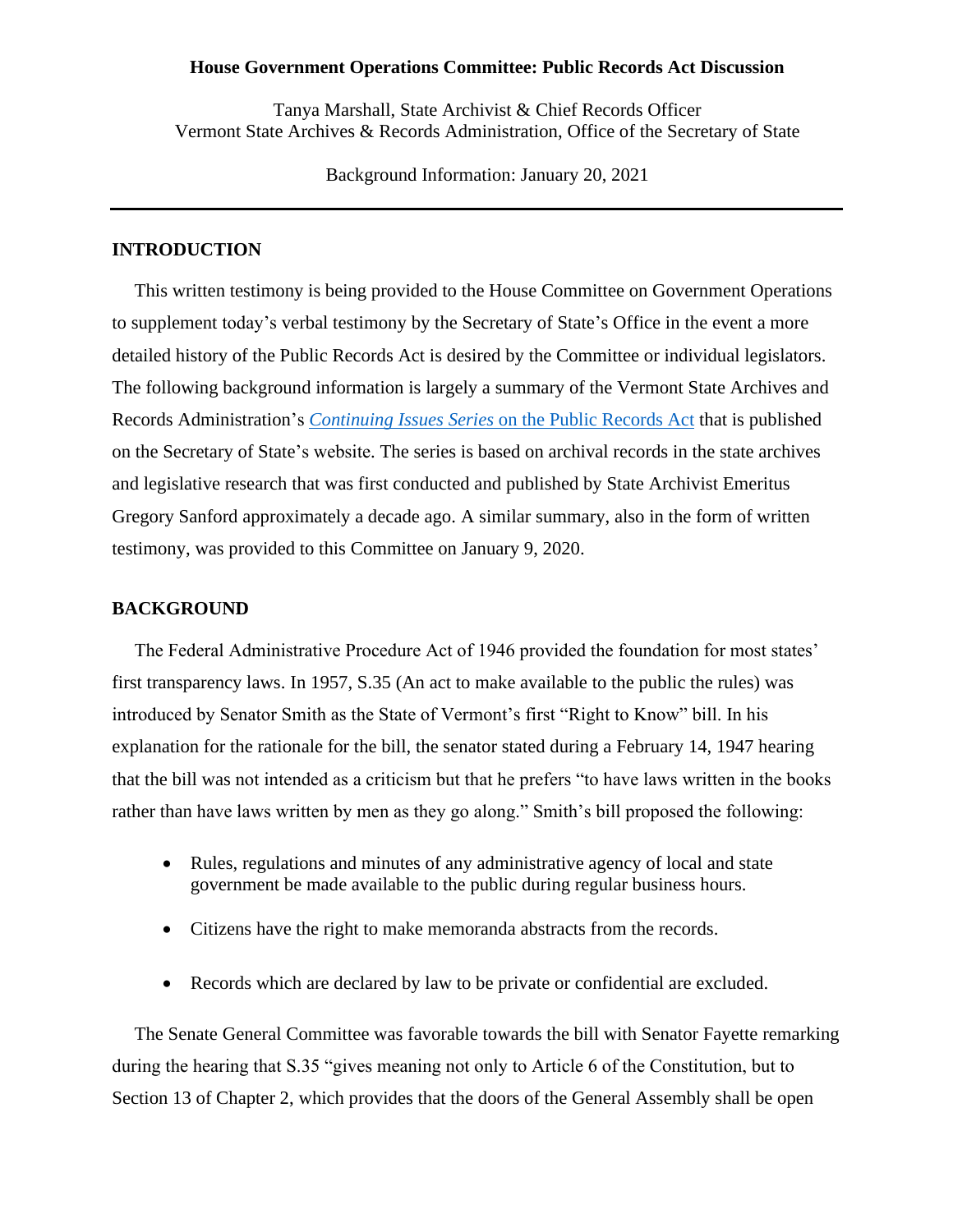**House Government Operations Committee: Public Records Act Discussion**

Tanya Marshall, State Archivist & Chief Records Officer
Vermont State Archives & Records Administration, Office of the Secretary of State

Background Information: January 20, 2021

---

## INTRODUCTION

This written testimony is being provided to the House Committee on Government Operations to supplement today's verbal testimony by the Secretary of State's Office in the event a more detailed history of the Public Records Act is desired by the Committee or individual legislators. The following background information is largely a summary of the Vermont State Archives and Records Administration's *Continuing Issues Series* on the Public Records Act that is published on the Secretary of State's website. The series is based on archival records in the state archives and legislative research that was first conducted and published by State Archivist Emeritus Gregory Sanford approximately a decade ago. A similar summary, also in the form of written testimony, was provided to this Committee on January 9, 2020.

## BACKGROUND

The Federal Administrative Procedure Act of 1946 provided the foundation for most states' first transparency laws. In 1957, S.35 (An act to make available to the public the rules) was introduced by Senator Smith as the State of Vermont's first "Right to Know" bill. In his explanation for the rationale for the bill, the senator stated during a February 14, 1947 hearing that the bill was not intended as a criticism but that he prefers "to have laws written in the books rather than have laws written by men as they go along." Smith's bill proposed the following:

- Rules, regulations and minutes of any administrative agency of local and state government be made available to the public during regular business hours.
- Citizens have the right to make memoranda abstracts from the records.
- Records which are declared by law to be private or confidential are excluded.

The Senate General Committee was favorable towards the bill with Senator Fayette remarking during the hearing that S.35 "gives meaning not only to Article 6 of the Constitution, but to Section 13 of Chapter 2, which provides that the doors of the General Assembly shall be open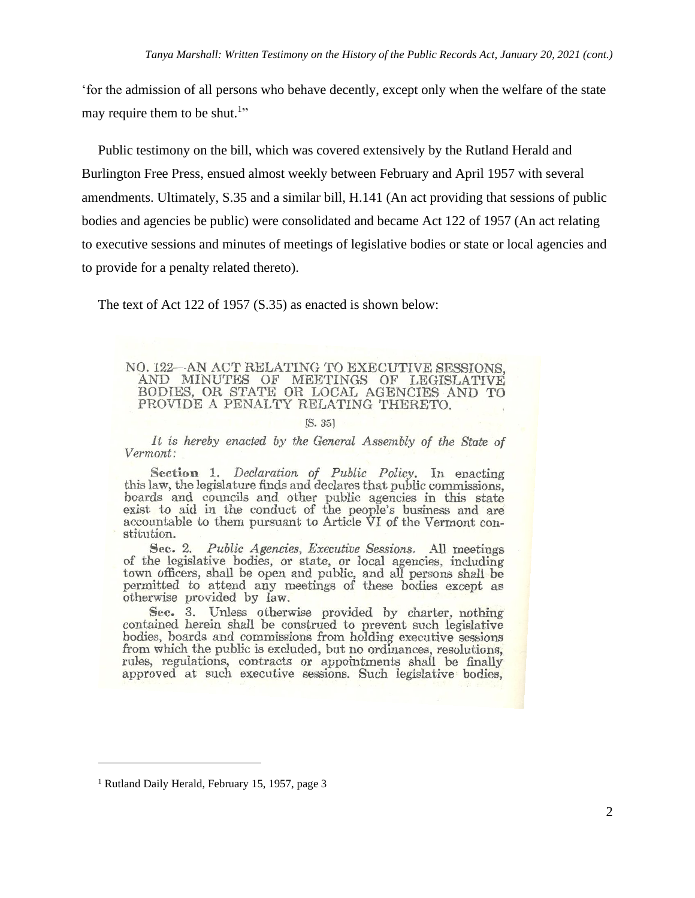'for the admission of all persons who behave decently, except only when the welfare of the state may require them to be shut.[1]"

Public testimony on the bill, which was covered extensively by the Rutland Herald and Burlington Free Press, ensued almost weekly between February and April 1957 with several amendments. Ultimately, S.35 and a similar bill, H.141 (An act providing that sessions of public bodies and agencies be public) were consolidated and became Act 122 of 1957 (An act relating to executive sessions and minutes of meetings of legislative bodies or state or local agencies and to provide for a penalty related thereto).

The text of Act 122 of 1957 (S.35) as enacted is shown below:

NO. 122—AN ACT RELATING TO EXECUTIVE SESSIONS, AND MINUTES OF MEETINGS OF LEGISLATIVE BODIES, OR STATE OR LOCAL AGENCIES AND TO PROVIDE A PENALTY RELATING THERETO.

[S. 35]

*It is hereby enacted by the General Assembly of the State of Vermont:*

**Section 1.** *Declaration of Public Policy.* In enacting this law, the legislature finds and declares that public commissions, boards and councils and other public agencies in this state exist to aid in the conduct of the people's business and are accountable to them pursuant to Article VI of the Vermont constitution.

**Sec. 2.** *Public Agencies, Executive Sessions.* All meetings of the legislative bodies, or state, or local agencies, including town officers, shall be open and public, and all persons shall be permitted to attend any meetings of these bodies except as otherwise provided by law.

**Sec. 3.** Unless otherwise provided by charter, nothing contained herein shall be construed to prevent such legislative bodies, boards and commissions from holding executive sessions from which the public is excluded, but no ordinances, resolutions, rules, regulations, contracts or appointments shall be finally approved at such executive sessions. Such legislative bodies,

---

[1] Rutland Daily Herald, February 15, 1957, page 3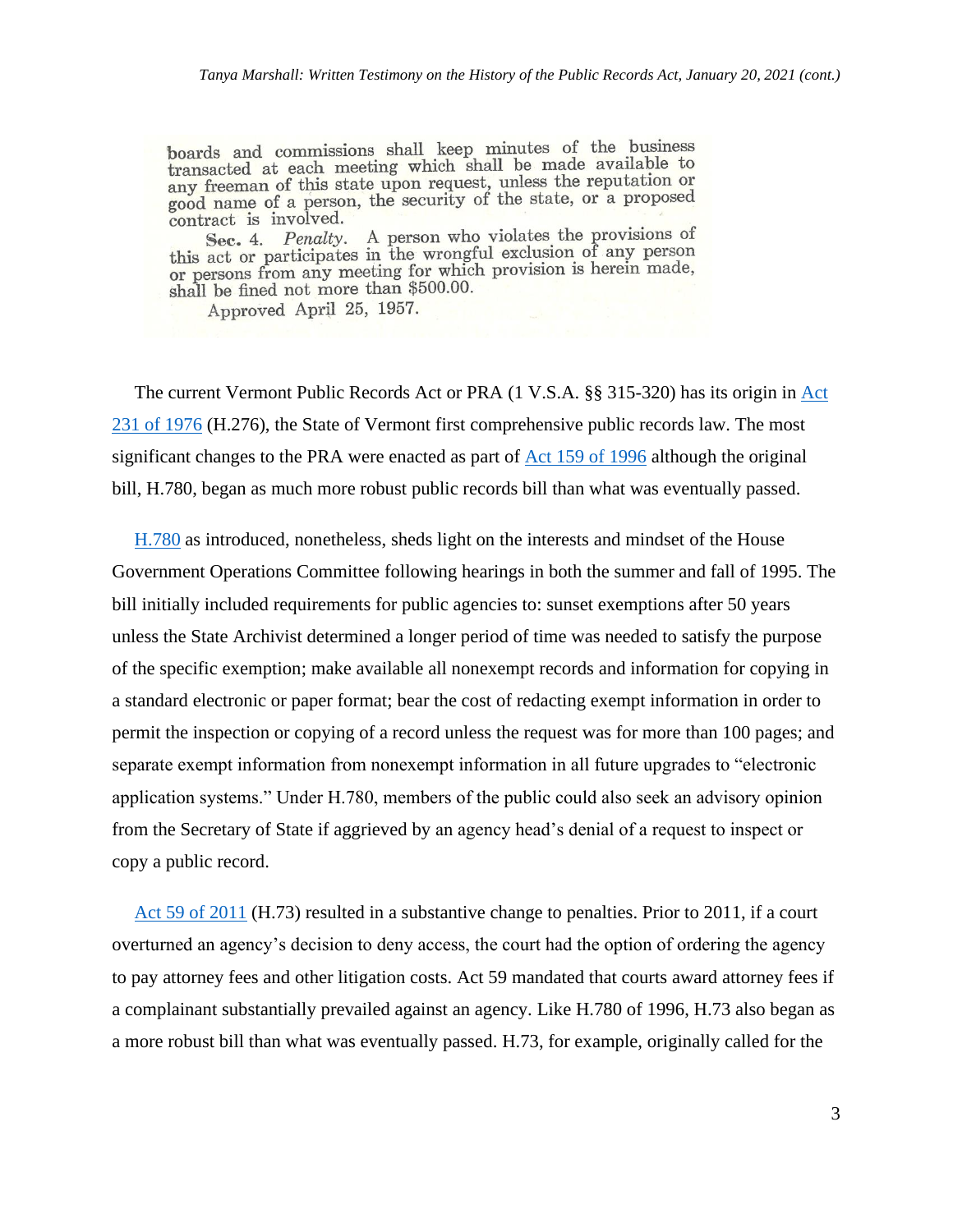boards and commissions shall keep minutes of the business transacted at each meeting which shall be made available to any freeman of this state upon request, unless the reputation or good name of a person, the security of the state, or a proposed contract is involved.

Sec. 4. *Penalty.* A person who violates the provisions of this act or participates in the wrongful exclusion of any person or persons from any meeting for which provision is herein made, shall be fined not more than $500.00.

Approved April 25, 1957.

The current Vermont Public Records Act or PRA (1 V.S.A. §§ 315-320) has its origin in Act 231 of 1976 (H.276), the State of Vermont first comprehensive public records law. The most significant changes to the PRA were enacted as part of Act 159 of 1996 although the original bill, H.780, began as much more robust public records bill than what was eventually passed.

H.780 as introduced, nonetheless, sheds light on the interests and mindset of the House Government Operations Committee following hearings in both the summer and fall of 1995. The bill initially included requirements for public agencies to: sunset exemptions after 50 years unless the State Archivist determined a longer period of time was needed to satisfy the purpose of the specific exemption; make available all nonexempt records and information for copying in a standard electronic or paper format; bear the cost of redacting exempt information in order to permit the inspection or copying of a record unless the request was for more than 100 pages; and separate exempt information from nonexempt information in all future upgrades to "electronic application systems." Under H.780, members of the public could also seek an advisory opinion from the Secretary of State if aggrieved by an agency head's denial of a request to inspect or copy a public record.

Act 59 of 2011 (H.73) resulted in a substantive change to penalties. Prior to 2011, if a court overturned an agency's decision to deny access, the court had the option of ordering the agency to pay attorney fees and other litigation costs. Act 59 mandated that courts award attorney fees if a complainant substantially prevailed against an agency. Like H.780 of 1996, H.73 also began as a more robust bill than what was eventually passed. H.73, for example, originally called for the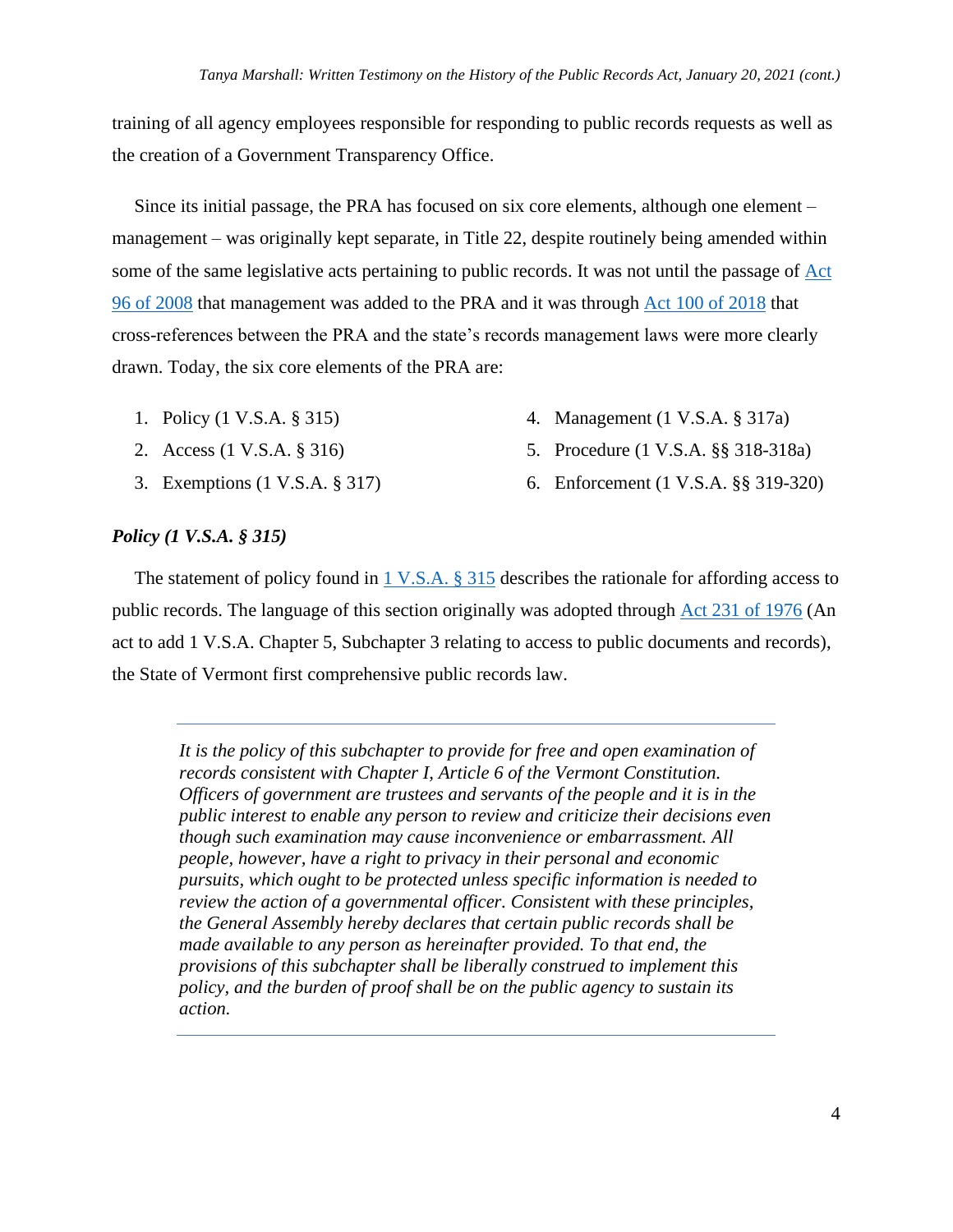training of all agency employees responsible for responding to public records requests as well as the creation of a Government Transparency Office.

Since its initial passage, the PRA has focused on six core elements, although one element – management – was originally kept separate, in Title 22, despite routinely being amended within some of the same legislative acts pertaining to public records. It was not until the passage of Act 96 of 2008 that management was added to the PRA and it was through Act 100 of 2018 that cross-references between the PRA and the state's records management laws were more clearly drawn. Today, the six core elements of the PRA are:

1. Policy (1 V.S.A. § 315)
2. Access (1 V.S.A. § 316)
3. Exemptions (1 V.S.A. § 317)
4. Management (1 V.S.A. § 317a)
5. Procedure (1 V.S.A. §§ 318-318a)
6. Enforcement (1 V.S.A. §§ 319-320)

***Policy (1 V.S.A. § 315)***

The statement of policy found in 1 V.S.A. § 315 describes the rationale for affording access to public records. The language of this section originally was adopted through Act 231 of 1976 (An act to add 1 V.S.A. Chapter 5, Subchapter 3 relating to access to public documents and records), the State of Vermont first comprehensive public records law.

> *It is the policy of this subchapter to provide for free and open examination of records consistent with Chapter I, Article 6 of the Vermont Constitution. Officers of government are trustees and servants of the people and it is in the public interest to enable any person to review and criticize their decisions even though such examination may cause inconvenience or embarrassment. All people, however, have a right to privacy in their personal and economic pursuits, which ought to be protected unless specific information is needed to review the action of a governmental officer. Consistent with these principles, the General Assembly hereby declares that certain public records shall be made available to any person as hereinafter provided. To that end, the provisions of this subchapter shall be liberally construed to implement this policy, and the burden of proof shall be on the public agency to sustain its action.*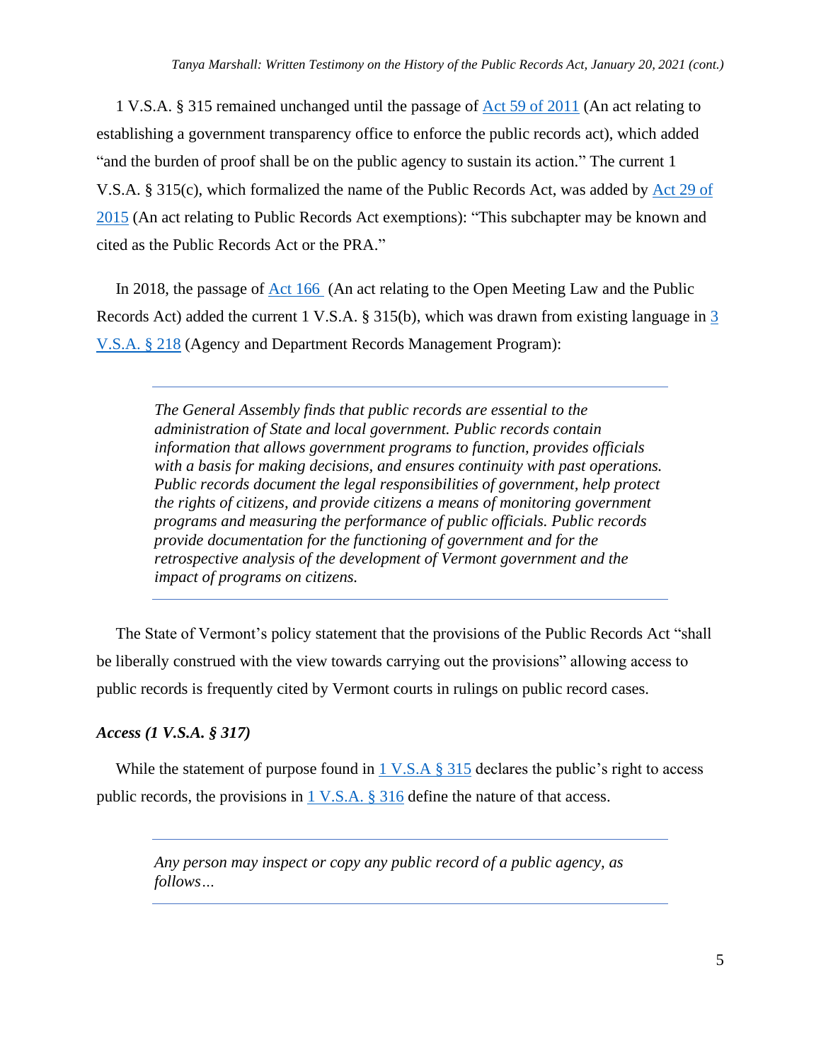1 V.S.A. § 315 remained unchanged until the passage of [Act 59 of 2011] (An act relating to establishing a government transparency office to enforce the public records act), which added "and the burden of proof shall be on the public agency to sustain its action." The current 1 V.S.A. § 315(c), which formalized the name of the Public Records Act, was added by [Act 29 of 2015] (An act relating to Public Records Act exemptions): "This subchapter may be known and cited as the Public Records Act or the PRA."

In 2018, the passage of [Act 166] (An act relating to the Open Meeting Law and the Public Records Act) added the current 1 V.S.A. § 315(b), which was drawn from existing language in [3 V.S.A. § 218] (Agency and Department Records Management Program):

> *The General Assembly finds that public records are essential to the administration of State and local government. Public records contain information that allows government programs to function, provides officials with a basis for making decisions, and ensures continuity with past operations. Public records document the legal responsibilities of government, help protect the rights of citizens, and provide citizens a means of monitoring government programs and measuring the performance of public officials. Public records provide documentation for the functioning of government and for the retrospective analysis of the development of Vermont government and the impact of programs on citizens.*

The State of Vermont's policy statement that the provisions of the Public Records Act "shall be liberally construed with the view towards carrying out the provisions" allowing access to public records is frequently cited by Vermont courts in rulings on public record cases.

### *Access (1 V.S.A. § 317)*

While the statement of purpose found in [1 V.S.A § 315] declares the public's right to access public records, the provisions in [1 V.S.A. § 316] define the nature of that access.

> *Any person may inspect or copy any public record of a public agency, as follows…*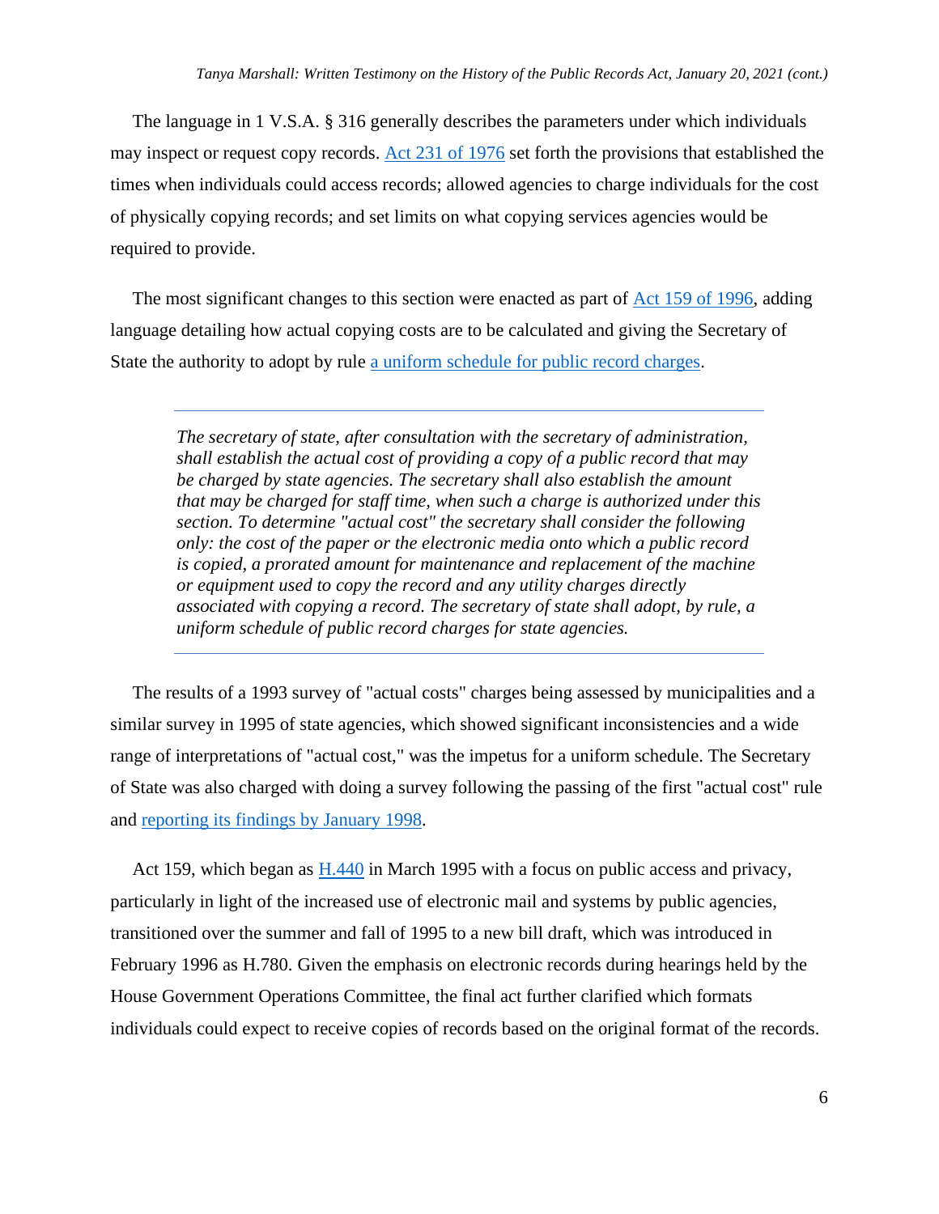The language in 1 V.S.A. § 316 generally describes the parameters under which individuals may inspect or request copy records. Act 231 of 1976 set forth the provisions that established the times when individuals could access records; allowed agencies to charge individuals for the cost of physically copying records; and set limits on what copying services agencies would be required to provide.

The most significant changes to this section were enacted as part of Act 159 of 1996, adding language detailing how actual copying costs are to be calculated and giving the Secretary of State the authority to adopt by rule a uniform schedule for public record charges.

---

> *The secretary of state, after consultation with the secretary of administration, shall establish the actual cost of providing a copy of a public record that may be charged by state agencies. The secretary shall also establish the amount that may be charged for staff time, when such a charge is authorized under this section. To determine "actual cost" the secretary shall consider the following only: the cost of the paper or the electronic media onto which a public record is copied, a prorated amount for maintenance and replacement of the machine or equipment used to copy the record and any utility charges directly associated with copying a record. The secretary of state shall adopt, by rule, a uniform schedule of public record charges for state agencies.*

---

The results of a 1993 survey of "actual costs" charges being assessed by municipalities and a similar survey in 1995 of state agencies, which showed significant inconsistencies and a wide range of interpretations of "actual cost," was the impetus for a uniform schedule. The Secretary of State was also charged with doing a survey following the passing of the first "actual cost" rule and reporting its findings by January 1998.

Act 159, which began as H.440 in March 1995 with a focus on public access and privacy, particularly in light of the increased use of electronic mail and systems by public agencies, transitioned over the summer and fall of 1995 to a new bill draft, which was introduced in February 1996 as H.780. Given the emphasis on electronic records during hearings held by the House Government Operations Committee, the final act further clarified which formats individuals could expect to receive copies of records based on the original format of the records.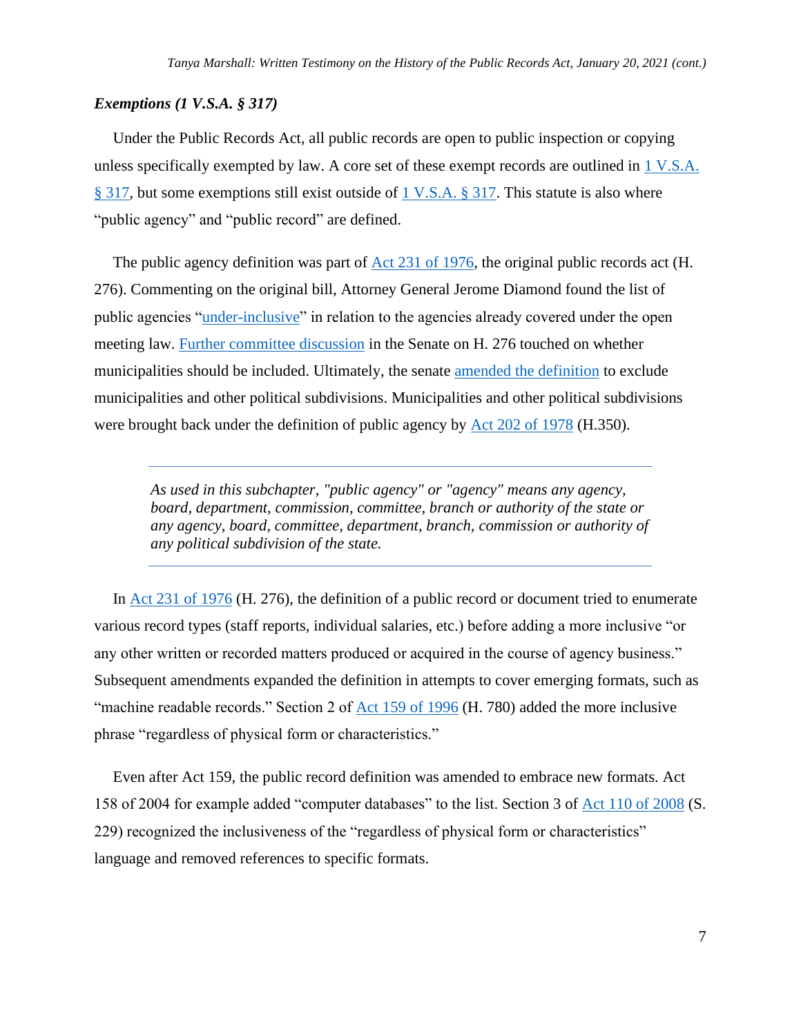### *Exemptions (1 V.S.A. § 317)*

Under the Public Records Act, all public records are open to public inspection or copying unless specifically exempted by law. A core set of these exempt records are outlined in 1 V.S.A. § 317, but some exemptions still exist outside of 1 V.S.A. § 317. This statute is also where "public agency" and "public record" are defined.

The public agency definition was part of Act 231 of 1976, the original public records act (H. 276). Commenting on the original bill, Attorney General Jerome Diamond found the list of public agencies "under-inclusive" in relation to the agencies already covered under the open meeting law. Further committee discussion in the Senate on H. 276 touched on whether municipalities should be included. Ultimately, the senate amended the definition to exclude municipalities and other political subdivisions. Municipalities and other political subdivisions were brought back under the definition of public agency by Act 202 of 1978 (H.350).

---

> *As used in this subchapter, "public agency" or "agency" means any agency, board, department, commission, committee, branch or authority of the state or any agency, board, committee, department, branch, commission or authority of any political subdivision of the state.*

---

In Act 231 of 1976 (H. 276), the definition of a public record or document tried to enumerate various record types (staff reports, individual salaries, etc.) before adding a more inclusive "or any other written or recorded matters produced or acquired in the course of agency business." Subsequent amendments expanded the definition in attempts to cover emerging formats, such as "machine readable records." Section 2 of Act 159 of 1996 (H. 780) added the more inclusive phrase "regardless of physical form or characteristics."

Even after Act 159, the public record definition was amended to embrace new formats. Act 158 of 2004 for example added "computer databases" to the list. Section 3 of Act 110 of 2008 (S. 229) recognized the inclusiveness of the "regardless of physical form or characteristics" language and removed references to specific formats.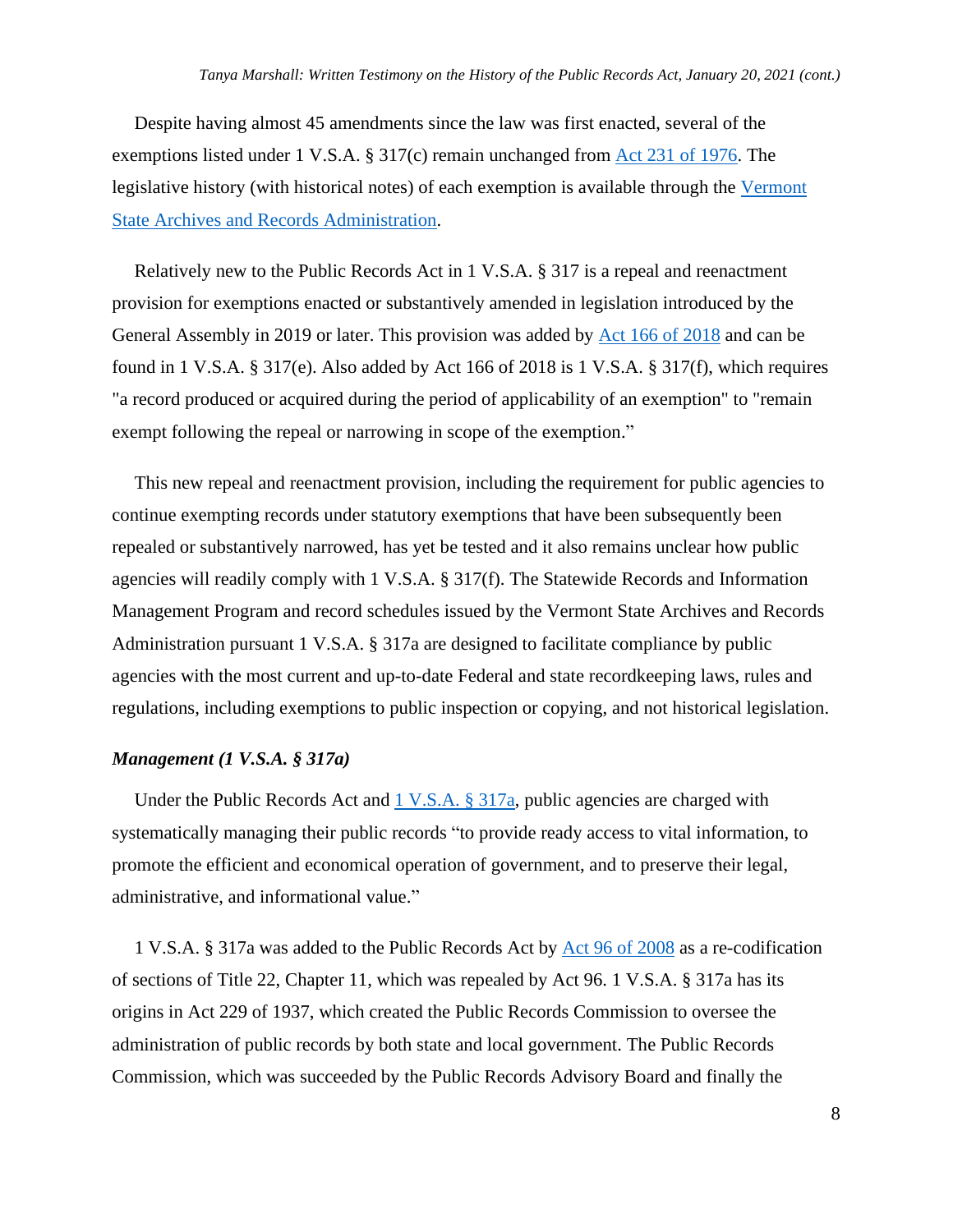Despite having almost 45 amendments since the law was first enacted, several of the exemptions listed under 1 V.S.A. § 317(c) remain unchanged from Act 231 of 1976. The legislative history (with historical notes) of each exemption is available through the Vermont State Archives and Records Administration.

Relatively new to the Public Records Act in 1 V.S.A. § 317 is a repeal and reenactment provision for exemptions enacted or substantively amended in legislation introduced by the General Assembly in 2019 or later. This provision was added by Act 166 of 2018 and can be found in 1 V.S.A. § 317(e). Also added by Act 166 of 2018 is 1 V.S.A. § 317(f), which requires "a record produced or acquired during the period of applicability of an exemption" to "remain exempt following the repeal or narrowing in scope of the exemption."

This new repeal and reenactment provision, including the requirement for public agencies to continue exempting records under statutory exemptions that have been subsequently been repealed or substantively narrowed, has yet be tested and it also remains unclear how public agencies will readily comply with 1 V.S.A. § 317(f). The Statewide Records and Information Management Program and record schedules issued by the Vermont State Archives and Records Administration pursuant 1 V.S.A. § 317a are designed to facilitate compliance by public agencies with the most current and up-to-date Federal and state recordkeeping laws, rules and regulations, including exemptions to public inspection or copying, and not historical legislation.

***Management (1 V.S.A. § 317a)***

Under the Public Records Act and 1 V.S.A. § 317a, public agencies are charged with systematically managing their public records "to provide ready access to vital information, to promote the efficient and economical operation of government, and to preserve their legal, administrative, and informational value."

1 V.S.A. § 317a was added to the Public Records Act by Act 96 of 2008 as a re-codification of sections of Title 22, Chapter 11, which was repealed by Act 96. 1 V.S.A. § 317a has its origins in Act 229 of 1937, which created the Public Records Commission to oversee the administration of public records by both state and local government. The Public Records Commission, which was succeeded by the Public Records Advisory Board and finally the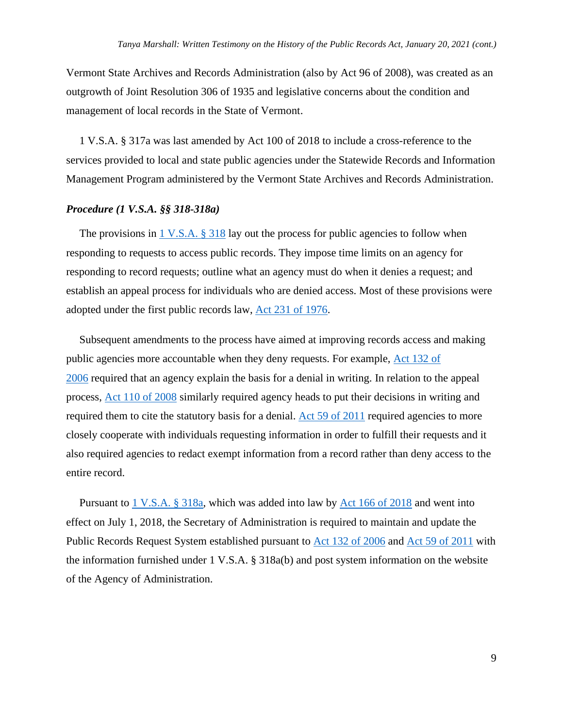Vermont State Archives and Records Administration (also by Act 96 of 2008), was created as an outgrowth of Joint Resolution 306 of 1935 and legislative concerns about the condition and management of local records in the State of Vermont.

1 V.S.A. § 317a was last amended by Act 100 of 2018 to include a cross-reference to the services provided to local and state public agencies under the Statewide Records and Information Management Program administered by the Vermont State Archives and Records Administration.

***Procedure (1 V.S.A. §§ 318-318a)***

The provisions in 1 V.S.A. § 318 lay out the process for public agencies to follow when responding to requests to access public records. They impose time limits on an agency for responding to record requests; outline what an agency must do when it denies a request; and establish an appeal process for individuals who are denied access. Most of these provisions were adopted under the first public records law, Act 231 of 1976.

Subsequent amendments to the process have aimed at improving records access and making public agencies more accountable when they deny requests. For example, Act 132 of 2006 required that an agency explain the basis for a denial in writing. In relation to the appeal process, Act 110 of 2008 similarly required agency heads to put their decisions in writing and required them to cite the statutory basis for a denial. Act 59 of 2011 required agencies to more closely cooperate with individuals requesting information in order to fulfill their requests and it also required agencies to redact exempt information from a record rather than deny access to the entire record.

Pursuant to 1 V.S.A. § 318a, which was added into law by Act 166 of 2018 and went into effect on July 1, 2018, the Secretary of Administration is required to maintain and update the Public Records Request System established pursuant to Act 132 of 2006 and Act 59 of 2011 with the information furnished under 1 V.S.A. § 318a(b) and post system information on the website of the Agency of Administration.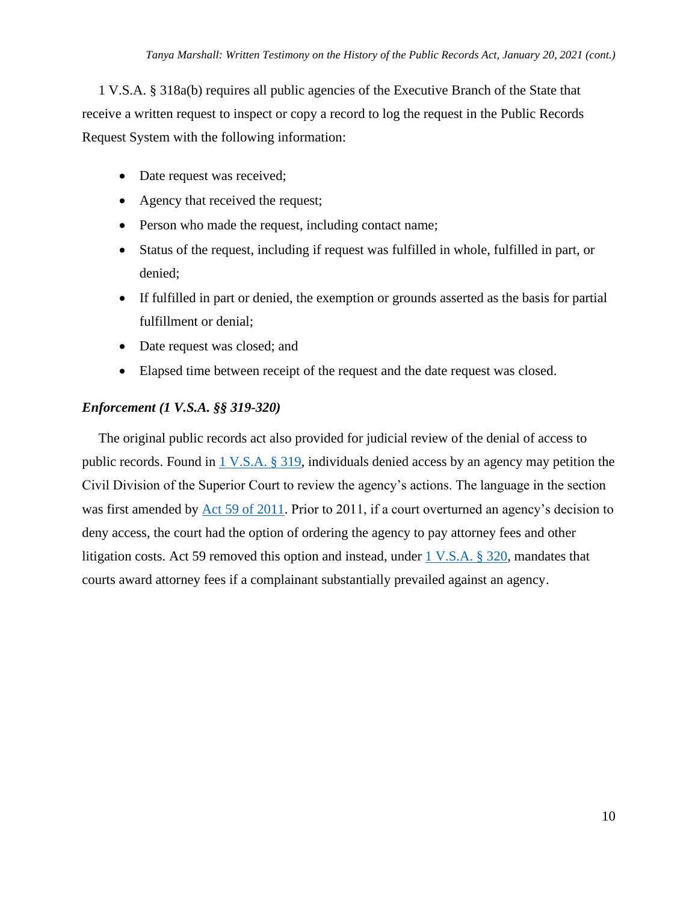1 V.S.A. § 318a(b) requires all public agencies of the Executive Branch of the State that receive a written request to inspect or copy a record to log the request in the Public Records Request System with the following information:

- Date request was received;
- Agency that received the request;
- Person who made the request, including contact name;
- Status of the request, including if request was fulfilled in whole, fulfilled in part, or denied;
- If fulfilled in part or denied, the exemption or grounds asserted as the basis for partial fulfillment or denial;
- Date request was closed; and
- Elapsed time between receipt of the request and the date request was closed.

### *Enforcement (1 V.S.A. §§ 319-320)*

The original public records act also provided for judicial review of the denial of access to public records. Found in 1 V.S.A. § 319, individuals denied access by an agency may petition the Civil Division of the Superior Court to review the agency's actions. The language in the section was first amended by Act 59 of 2011. Prior to 2011, if a court overturned an agency's decision to deny access, the court had the option of ordering the agency to pay attorney fees and other litigation costs. Act 59 removed this option and instead, under 1 V.S.A. § 320, mandates that courts award attorney fees if a complainant substantially prevailed against an agency.